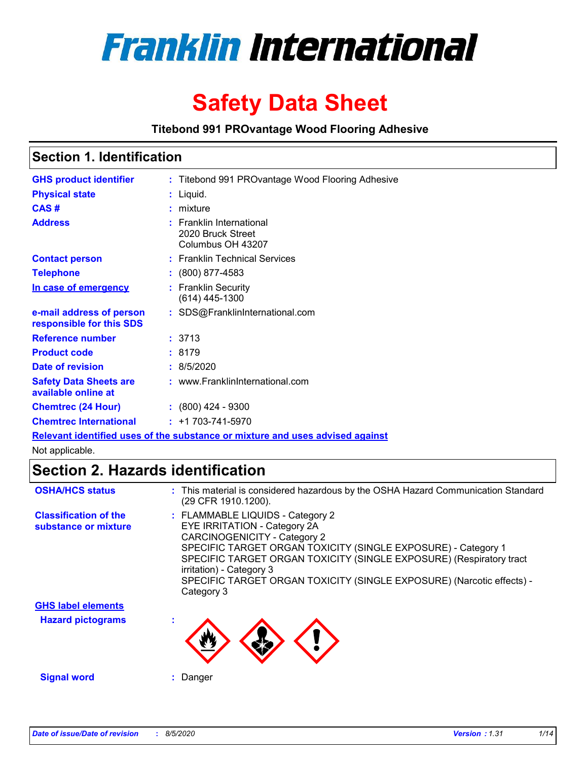# Franklin International

# Safety Data Sheet

**Titebond 991 PROvantage Wood Flooring Adhesive**

## Section 1. Identification

| | |
|---|---|
| **GHS product identifier** | : Titebond 991 PROvantage Wood Flooring Adhesive |
| **Physical state** | : Liquid. |
| **CAS #** | : mixture |
| **Address** | : Franklin International<br>2020 Bruck Street<br>Columbus OH 43207 |
| **Contact person** | : Franklin Technical Services |
| **Telephone** | : (800) 877-4583 |
| **In case of emergency** | : Franklin Security<br>(614) 445-1300 |
| **e-mail address of person responsible for this SDS** | : SDS@FranklinInternational.com |
| **Reference number** | : 3713 |
| **Product code** | : 8179 |
| **Date of revision** | : 8/5/2020 |
| **Safety Data Sheets are available online at** | : www.FranklinInternational.com |
| **Chemtrec (24 Hour)** | : (800) 424 - 9300 |
| **Chemtrec International** | : +1 703-741-5970 |

**Relevant identified uses of the substance or mixture and uses advised against**

Not applicable.

## Section 2. Hazards identification

| | |
|---|---|
| **OSHA/HCS status** | : This material is considered hazardous by the OSHA Hazard Communication Standard (29 CFR 1910.1200). |
| **Classification of the substance or mixture** | : FLAMMABLE LIQUIDS - Category 2<br>EYE IRRITATION - Category 2A<br>CARCINOGENICITY - Category 2<br>SPECIFIC TARGET ORGAN TOXICITY (SINGLE EXPOSURE) - Category 1<br>SPECIFIC TARGET ORGAN TOXICITY (SINGLE EXPOSURE) (Respiratory tract irritation) - Category 3<br>SPECIFIC TARGET ORGAN TOXICITY (SINGLE EXPOSURE) (Narcotic effects) - Category 3 |

**GHS label elements**

| | |
|---|---|
| **Hazard pictograms** | : |
| **Signal word** | : Danger |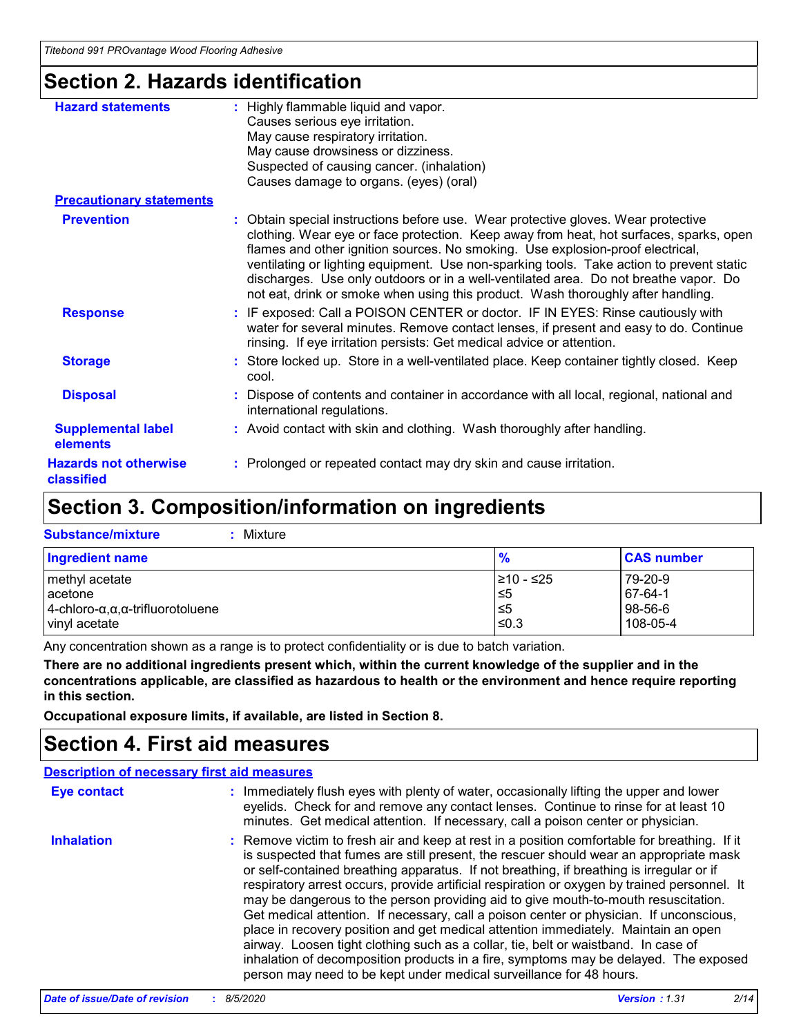## Section 2. Hazards identification

**Hazard statements** : Highly flammable liquid and vapor.
Causes serious eye irritation.
May cause respiratory irritation.
May cause drowsiness or dizziness.
Suspected of causing cancer. (inhalation)
Causes damage to organs. (eyes) (oral)

**Precautionary statements**

**Prevention** : Obtain special instructions before use. Wear protective gloves. Wear protective clothing. Wear eye or face protection. Keep away from heat, hot surfaces, sparks, open flames and other ignition sources. No smoking. Use explosion-proof electrical, ventilating or lighting equipment. Use non-sparking tools. Take action to prevent static discharges. Use only outdoors or in a well-ventilated area. Do not breathe vapor. Do not eat, drink or smoke when using this product. Wash thoroughly after handling.

**Response** : IF exposed: Call a POISON CENTER or doctor. IF IN EYES: Rinse cautiously with water for several minutes. Remove contact lenses, if present and easy to do. Continue rinsing. If eye irritation persists: Get medical advice or attention.

**Storage** : Store locked up. Store in a well-ventilated place. Keep container tightly closed. Keep cool.

**Disposal** : Dispose of contents and container in accordance with all local, regional, national and international regulations.

**Supplemental label elements** : Avoid contact with skin and clothing. Wash thoroughly after handling.

**Hazards not otherwise classified** : Prolonged or repeated contact may dry skin and cause irritation.

## Section 3. Composition/information on ingredients

**Substance/mixture** : Mixture

| Ingredient name | % | CAS number |
|---|---|---|
| methyl acetate | ≥10 - ≤25 | 79-20-9 |
| acetone | ≤5 | 67-64-1 |
| 4-chloro-α,α,α-trifluorotoluene | ≤5 | 98-56-6 |
| vinyl acetate | ≤0.3 | 108-05-4 |

Any concentration shown as a range is to protect confidentiality or is due to batch variation.

**There are no additional ingredients present which, within the current knowledge of the supplier and in the concentrations applicable, are classified as hazardous to health or the environment and hence require reporting in this section.**

**Occupational exposure limits, if available, are listed in Section 8.**

## Section 4. First aid measures

**Description of necessary first aid measures**

**Eye contact** : Immediately flush eyes with plenty of water, occasionally lifting the upper and lower eyelids. Check for and remove any contact lenses. Continue to rinse for at least 10 minutes. Get medical attention. If necessary, call a poison center or physician.

**Inhalation** : Remove victim to fresh air and keep at rest in a position comfortable for breathing. If it is suspected that fumes are still present, the rescuer should wear an appropriate mask or self-contained breathing apparatus. If not breathing, if breathing is irregular or if respiratory arrest occurs, provide artificial respiration or oxygen by trained personnel. It may be dangerous to the person providing aid to give mouth-to-mouth resuscitation. Get medical attention. If necessary, call a poison center or physician. If unconscious, place in recovery position and get medical attention immediately. Maintain an open airway. Loosen tight clothing such as a collar, tie, belt or waistband. In case of inhalation of decomposition products in a fire, symptoms may be delayed. The exposed person may need to be kept under medical surveillance for 48 hours.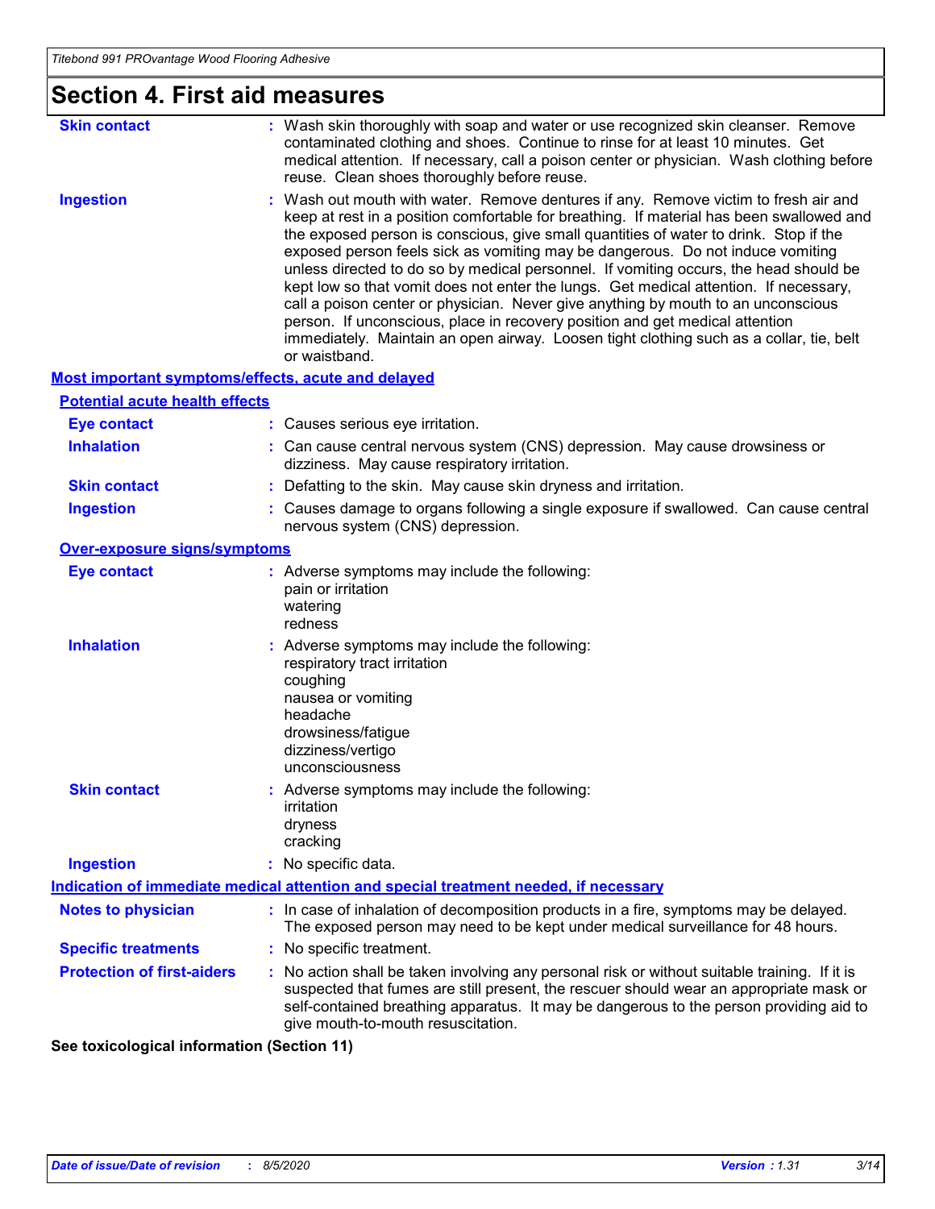## Section 4. First aid measures

**Skin contact** : Wash skin thoroughly with soap and water or use recognized skin cleanser. Remove contaminated clothing and shoes. Continue to rinse for at least 10 minutes. Get medical attention. If necessary, call a poison center or physician. Wash clothing before reuse. Clean shoes thoroughly before reuse.

**Ingestion** : Wash out mouth with water. Remove dentures if any. Remove victim to fresh air and keep at rest in a position comfortable for breathing. If material has been swallowed and the exposed person is conscious, give small quantities of water to drink. Stop if the exposed person feels sick as vomiting may be dangerous. Do not induce vomiting unless directed to do so by medical personnel. If vomiting occurs, the head should be kept low so that vomit does not enter the lungs. Get medical attention. If necessary, call a poison center or physician. Never give anything by mouth to an unconscious person. If unconscious, place in recovery position and get medical attention immediately. Maintain an open airway. Loosen tight clothing such as a collar, tie, belt or waistband.

### Most important symptoms/effects, acute and delayed

#### Potential acute health effects

**Eye contact** : Causes serious eye irritation.

**Inhalation** : Can cause central nervous system (CNS) depression. May cause drowsiness or dizziness. May cause respiratory irritation.

**Skin contact** : Defatting to the skin. May cause skin dryness and irritation.

**Ingestion** : Causes damage to organs following a single exposure if swallowed. Can cause central nervous system (CNS) depression.

#### Over-exposure signs/symptoms

**Eye contact** : Adverse symptoms may include the following:
pain or irritation
watering
redness

**Inhalation** : Adverse symptoms may include the following:
respiratory tract irritation
coughing
nausea or vomiting
headache
drowsiness/fatigue
dizziness/vertigo
unconsciousness

**Skin contact** : Adverse symptoms may include the following:
irritation
dryness
cracking

**Ingestion** : No specific data.

### Indication of immediate medical attention and special treatment needed, if necessary

**Notes to physician** : In case of inhalation of decomposition products in a fire, symptoms may be delayed. The exposed person may need to be kept under medical surveillance for 48 hours.

**Specific treatments** : No specific treatment.

**Protection of first-aiders** : No action shall be taken involving any personal risk or without suitable training. If it is suspected that fumes are still present, the rescuer should wear an appropriate mask or self-contained breathing apparatus. It may be dangerous to the person providing aid to give mouth-to-mouth resuscitation.

**See toxicological information (Section 11)**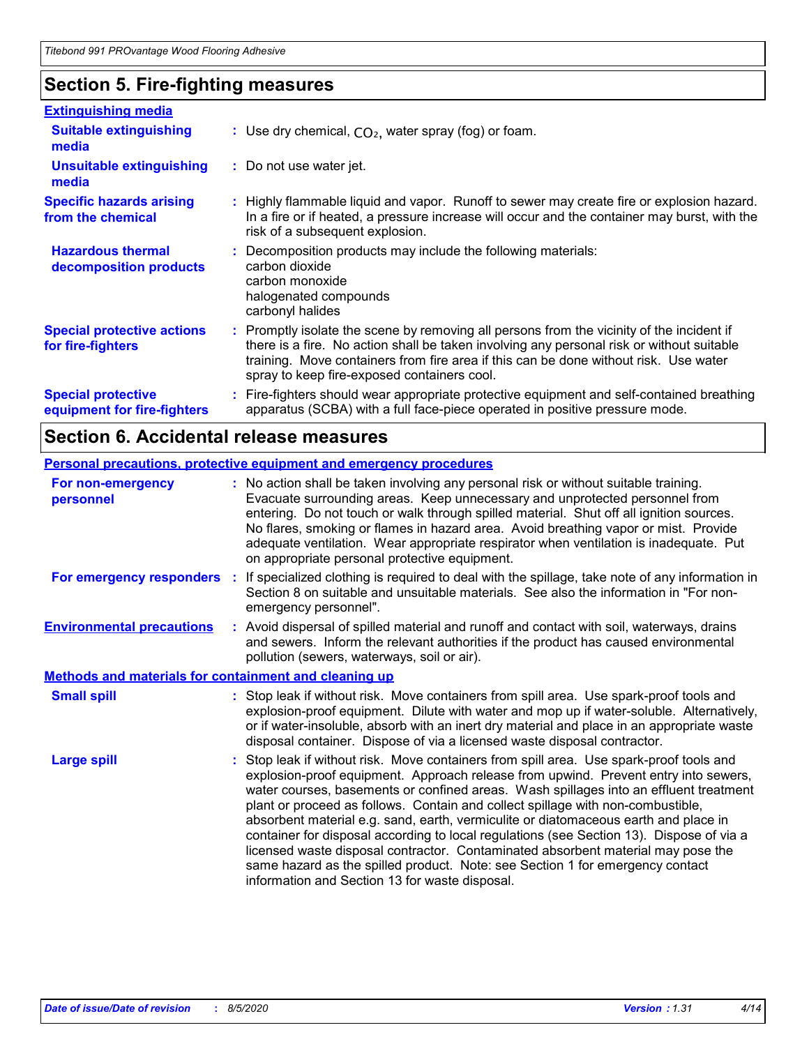## Section 5. Fire-fighting measures

### Extinguishing media

**Suitable extinguishing media** : Use dry chemical, $CO_2$, water spray (fog) or foam.

**Unsuitable extinguishing media** : Do not use water jet.

**Specific hazards arising from the chemical** : Highly flammable liquid and vapor. Runoff to sewer may create fire or explosion hazard. In a fire or if heated, a pressure increase will occur and the container may burst, with the risk of a subsequent explosion.

**Hazardous thermal decomposition products** : Decomposition products may include the following materials:
carbon dioxide
carbon monoxide
halogenated compounds
carbonyl halides

**Special protective actions for fire-fighters** : Promptly isolate the scene by removing all persons from the vicinity of the incident if there is a fire. No action shall be taken involving any personal risk or without suitable training. Move containers from fire area if this can be done without risk. Use water spray to keep fire-exposed containers cool.

**Special protective equipment for fire-fighters** : Fire-fighters should wear appropriate protective equipment and self-contained breathing apparatus (SCBA) with a full face-piece operated in positive pressure mode.

## Section 6. Accidental release measures

### Personal precautions, protective equipment and emergency procedures

**For non-emergency personnel** : No action shall be taken involving any personal risk or without suitable training. Evacuate surrounding areas. Keep unnecessary and unprotected personnel from entering. Do not touch or walk through spilled material. Shut off all ignition sources. No flares, smoking or flames in hazard area. Avoid breathing vapor or mist. Provide adequate ventilation. Wear appropriate respirator when ventilation is inadequate. Put on appropriate personal protective equipment.

**For emergency responders** : If specialized clothing is required to deal with the spillage, take note of any information in Section 8 on suitable and unsuitable materials. See also the information in "For non-emergency personnel".

**Environmental precautions** : Avoid dispersal of spilled material and runoff and contact with soil, waterways, drains and sewers. Inform the relevant authorities if the product has caused environmental pollution (sewers, waterways, soil or air).

### Methods and materials for containment and cleaning up

**Small spill** : Stop leak if without risk. Move containers from spill area. Use spark-proof tools and explosion-proof equipment. Dilute with water and mop up if water-soluble. Alternatively, or if water-insoluble, absorb with an inert dry material and place in an appropriate waste disposal container. Dispose of via a licensed waste disposal contractor.

**Large spill** : Stop leak if without risk. Move containers from spill area. Use spark-proof tools and explosion-proof equipment. Approach release from upwind. Prevent entry into sewers, water courses, basements or confined areas. Wash spillages into an effluent treatment plant or proceed as follows. Contain and collect spillage with non-combustible, absorbent material e.g. sand, earth, vermiculite or diatomaceous earth and place in container for disposal according to local regulations (see Section 13). Dispose of via a licensed waste disposal contractor. Contaminated absorbent material may pose the same hazard as the spilled product. Note: see Section 1 for emergency contact information and Section 13 for waste disposal.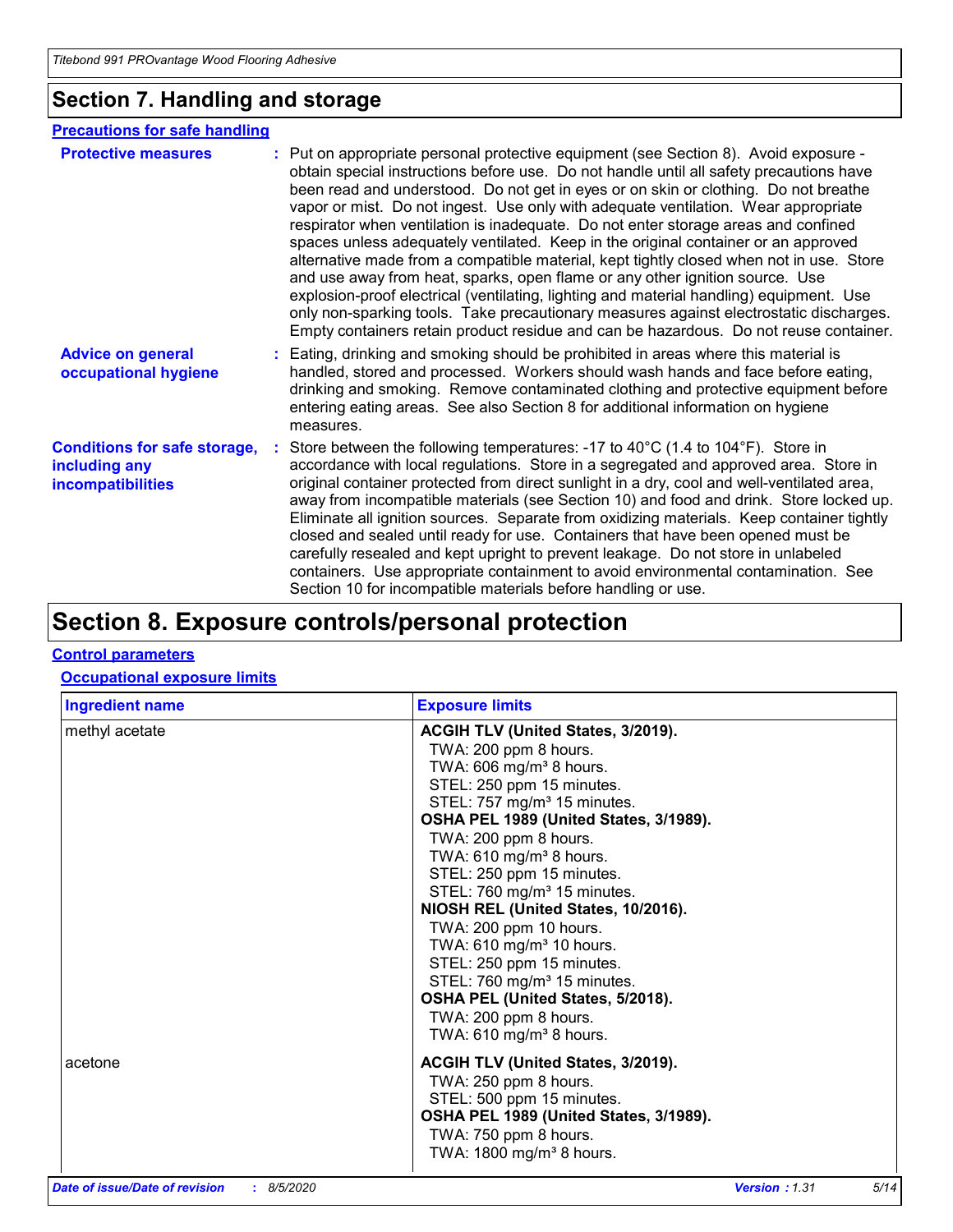## Section 7. Handling and storage

**Precautions for safe handling**

**Protective measures** : Put on appropriate personal protective equipment (see Section 8). Avoid exposure - obtain special instructions before use. Do not handle until all safety precautions have been read and understood. Do not get in eyes or on skin or clothing. Do not breathe vapor or mist. Do not ingest. Use only with adequate ventilation. Wear appropriate respirator when ventilation is inadequate. Do not enter storage areas and confined spaces unless adequately ventilated. Keep in the original container or an approved alternative made from a compatible material, kept tightly closed when not in use. Store and use away from heat, sparks, open flame or any other ignition source. Use explosion-proof electrical (ventilating, lighting and material handling) equipment. Use only non-sparking tools. Take precautionary measures against electrostatic discharges. Empty containers retain product residue and can be hazardous. Do not reuse container.

**Advice on general occupational hygiene** : Eating, drinking and smoking should be prohibited in areas where this material is handled, stored and processed. Workers should wash hands and face before eating, drinking and smoking. Remove contaminated clothing and protective equipment before entering eating areas. See also Section 8 for additional information on hygiene measures.

**Conditions for safe storage, including any incompatibilities** : Store between the following temperatures: -17 to 40°C (1.4 to 104°F). Store in accordance with local regulations. Store in a segregated and approved area. Store in original container protected from direct sunlight in a dry, cool and well-ventilated area, away from incompatible materials (see Section 10) and food and drink. Store locked up. Eliminate all ignition sources. Separate from oxidizing materials. Keep container tightly closed and sealed until ready for use. Containers that have been opened must be carefully resealed and kept upright to prevent leakage. Do not store in unlabeled containers. Use appropriate containment to avoid environmental contamination. See Section 10 for incompatible materials before handling or use.

## Section 8. Exposure controls/personal protection

**Control parameters**

**Occupational exposure limits**

| Ingredient name | Exposure limits |
|---|---|
| methyl acetate | **ACGIH TLV (United States, 3/2019).**<br>TWA: 200 ppm 8 hours.<br>TWA: 606 mg/m³ 8 hours.<br>STEL: 250 ppm 15 minutes.<br>STEL: 757 mg/m³ 15 minutes.<br>**OSHA PEL 1989 (United States, 3/1989).**<br>TWA: 200 ppm 8 hours.<br>TWA: 610 mg/m³ 8 hours.<br>STEL: 250 ppm 15 minutes.<br>STEL: 760 mg/m³ 15 minutes.<br>**NIOSH REL (United States, 10/2016).**<br>TWA: 200 ppm 10 hours.<br>TWA: 610 mg/m³ 10 hours.<br>STEL: 250 ppm 15 minutes.<br>STEL: 760 mg/m³ 15 minutes.<br>**OSHA PEL (United States, 5/2018).**<br>TWA: 200 ppm 8 hours.<br>TWA: 610 mg/m³ 8 hours. |
| acetone | **ACGIH TLV (United States, 3/2019).**<br>TWA: 250 ppm 8 hours.<br>STEL: 500 ppm 15 minutes.<br>**OSHA PEL 1989 (United States, 3/1989).**<br>TWA: 750 ppm 8 hours.<br>TWA: 1800 mg/m³ 8 hours. |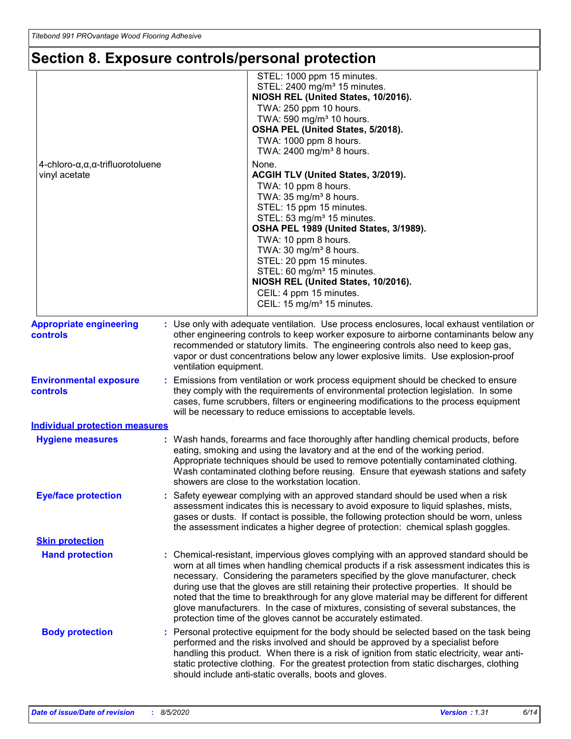# Section 8. Exposure controls/personal protection

| | |
|---|---|
| | STEL: 1000 ppm 15 minutes.<br>STEL: 2400 mg/m³ 15 minutes.<br>**NIOSH REL (United States, 10/2016).**<br>TWA: 250 ppm 10 hours.<br>TWA: 590 mg/m³ 10 hours.<br>**OSHA PEL (United States, 5/2018).**<br>TWA: 1000 ppm 8 hours.<br>TWA: 2400 mg/m³ 8 hours. |
| 4-chloro-α,α,α-trifluorotoluene | None. |
| vinyl acetate | **ACGIH TLV (United States, 3/2019).**<br>TWA: 10 ppm 8 hours.<br>TWA: 35 mg/m³ 8 hours.<br>STEL: 15 ppm 15 minutes.<br>STEL: 53 mg/m³ 15 minutes.<br>**OSHA PEL 1989 (United States, 3/1989).**<br>TWA: 10 ppm 8 hours.<br>TWA: 30 mg/m³ 8 hours.<br>STEL: 20 ppm 15 minutes.<br>STEL: 60 mg/m³ 15 minutes.<br>**NIOSH REL (United States, 10/2016).**<br>CEIL: 4 ppm 15 minutes.<br>CEIL: 15 mg/m³ 15 minutes. |

**Appropriate engineering controls** : Use only with adequate ventilation. Use process enclosures, local exhaust ventilation or other engineering controls to keep worker exposure to airborne contaminants below any recommended or statutory limits. The engineering controls also need to keep gas, vapor or dust concentrations below any lower explosive limits. Use explosion-proof ventilation equipment.

**Environmental exposure controls** : Emissions from ventilation or work process equipment should be checked to ensure they comply with the requirements of environmental protection legislation. In some cases, fume scrubbers, filters or engineering modifications to the process equipment will be necessary to reduce emissions to acceptable levels.

## Individual protection measures

**Hygiene measures** : Wash hands, forearms and face thoroughly after handling chemical products, before eating, smoking and using the lavatory and at the end of the working period. Appropriate techniques should be used to remove potentially contaminated clothing. Wash contaminated clothing before reusing. Ensure that eyewash stations and safety showers are close to the workstation location.

**Eye/face protection** : Safety eyewear complying with an approved standard should be used when a risk assessment indicates this is necessary to avoid exposure to liquid splashes, mists, gases or dusts. If contact is possible, the following protection should be worn, unless the assessment indicates a higher degree of protection: chemical splash goggles.

### Skin protection

**Hand protection** : Chemical-resistant, impervious gloves complying with an approved standard should be worn at all times when handling chemical products if a risk assessment indicates this is necessary. Considering the parameters specified by the glove manufacturer, check during use that the gloves are still retaining their protective properties. It should be noted that the time to breakthrough for any glove material may be different for different glove manufacturers. In the case of mixtures, consisting of several substances, the protection time of the gloves cannot be accurately estimated.

**Body protection** : Personal protective equipment for the body should be selected based on the task being performed and the risks involved and should be approved by a specialist before handling this product. When there is a risk of ignition from static electricity, wear anti-static protective clothing. For the greatest protection from static discharges, clothing should include anti-static overalls, boots and gloves.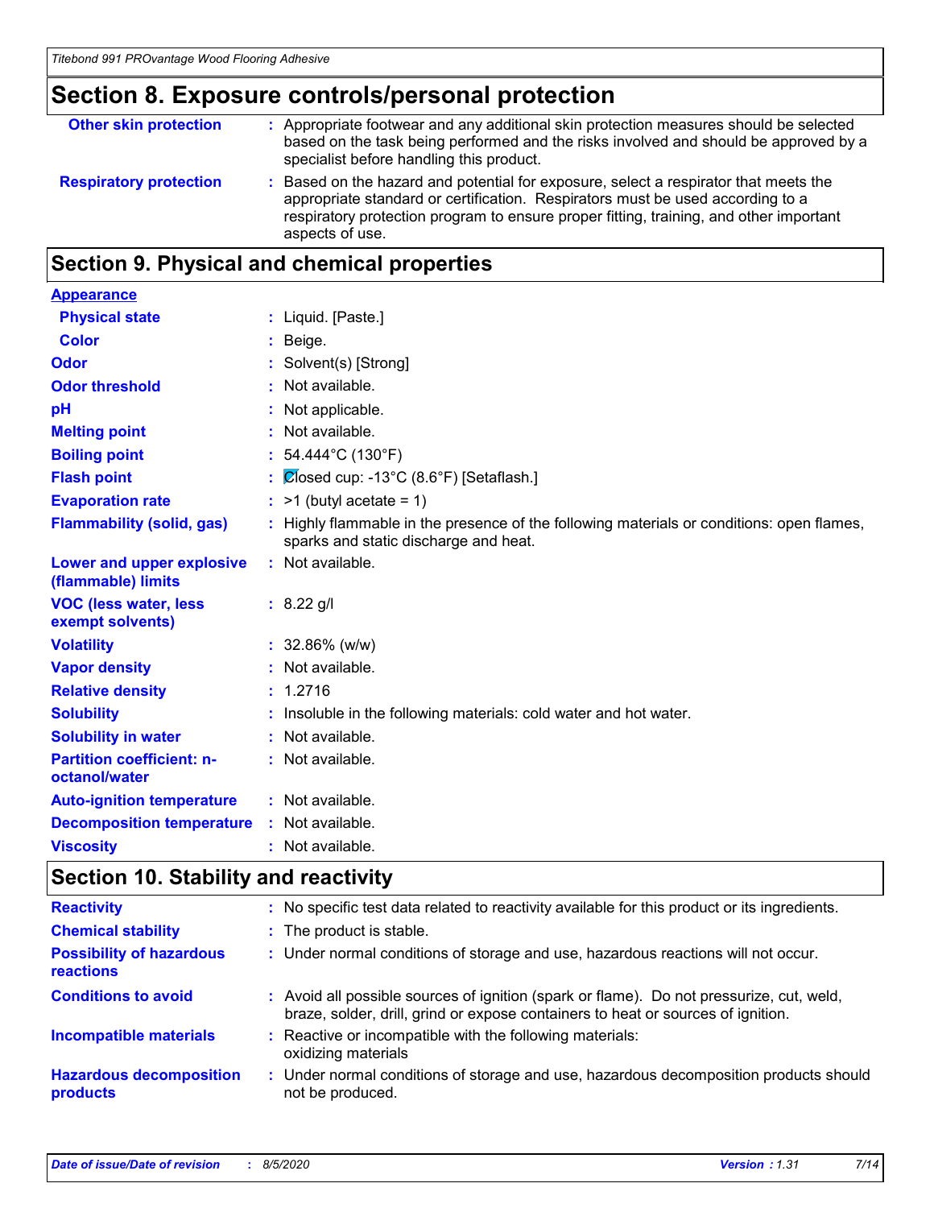## Section 8. Exposure controls/personal protection

| | |
|---|---|
| **Other skin protection** | : Appropriate footwear and any additional skin protection measures should be selected based on the task being performed and the risks involved and should be approved by a specialist before handling this product. |
| **Respiratory protection** | : Based on the hazard and potential for exposure, select a respirator that meets the appropriate standard or certification. Respirators must be used according to a respiratory protection program to ensure proper fitting, training, and other important aspects of use. |

## Section 9. Physical and chemical properties

| | |
|---|---|
| **Appearance** | |
| **Physical state** | : Liquid. [Paste.] |
| **Color** | : Beige. |
| **Odor** | : Solvent(s) [Strong] |
| **Odor threshold** | : Not available. |
| **pH** | : Not applicable. |
| **Melting point** | : Not available. |
| **Boiling point** | : 54.444°C (130°F) |
| **Flash point** | : Closed cup: -13°C (8.6°F) [Setaflash.] |
| **Evaporation rate** | : >1 (butyl acetate = 1) |
| **Flammability (solid, gas)** | : Highly flammable in the presence of the following materials or conditions: open flames, sparks and static discharge and heat. |
| **Lower and upper explosive (flammable) limits** | : Not available. |
| **VOC (less water, less exempt solvents)** | : 8.22 g/l |
| **Volatility** | : 32.86% (w/w) |
| **Vapor density** | : Not available. |
| **Relative density** | : 1.2716 |
| **Solubility** | : Insoluble in the following materials: cold water and hot water. |
| **Solubility in water** | : Not available. |
| **Partition coefficient: n-octanol/water** | : Not available. |
| **Auto-ignition temperature** | : Not available. |
| **Decomposition temperature** | : Not available. |
| **Viscosity** | : Not available. |

## Section 10. Stability and reactivity

| | |
|---|---|
| **Reactivity** | : No specific test data related to reactivity available for this product or its ingredients. |
| **Chemical stability** | : The product is stable. |
| **Possibility of hazardous reactions** | : Under normal conditions of storage and use, hazardous reactions will not occur. |
| **Conditions to avoid** | : Avoid all possible sources of ignition (spark or flame). Do not pressurize, cut, weld, braze, solder, drill, grind or expose containers to heat or sources of ignition. |
| **Incompatible materials** | : Reactive or incompatible with the following materials: oxidizing materials |
| **Hazardous decomposition products** | : Under normal conditions of storage and use, hazardous decomposition products should not be produced. |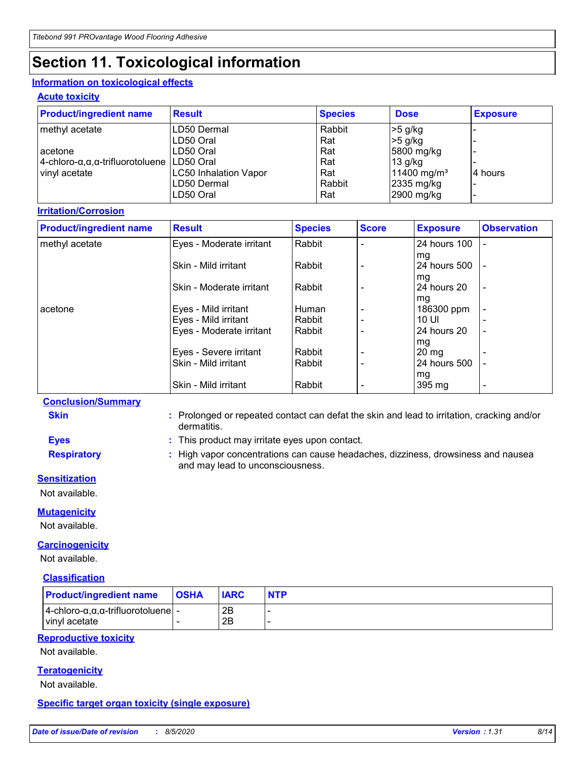# Section 11. Toxicological information

## Information on toxicological effects

### Acute toxicity

| Product/ingredient name | Result | Species | Dose | Exposure |
|---|---|---|---|---|
| methyl acetate | LD50 Dermal | Rabbit | >5 g/kg | - |
| | LD50 Oral | Rat | >5 g/kg | - |
| acetone | LD50 Oral | Rat | 5800 mg/kg | - |
| 4-chloro-α,α,α-trifluorotoluene | LD50 Oral | Rat | 13 g/kg | - |
| vinyl acetate | LC50 Inhalation Vapor | Rat | 11400 mg/m³ | 4 hours |
| | LD50 Dermal | Rabbit | 2335 mg/kg | - |
| | LD50 Oral | Rat | 2900 mg/kg | - |

### Irritation/Corrosion

| Product/ingredient name | Result | Species | Score | Exposure | Observation |
|---|---|---|---|---|---|
| methyl acetate | Eyes - Moderate irritant | Rabbit | - | 24 hours 100 mg | - |
| | Skin - Mild irritant | Rabbit | - | 24 hours 500 mg | - |
| | Skin - Moderate irritant | Rabbit | - | 24 hours 20 mg | - |
| acetone | Eyes - Mild irritant | Human | - | 186300 ppm | - |
| | Eyes - Mild irritant | Rabbit | - | 10 Ul | - |
| | Eyes - Moderate irritant | Rabbit | - | 24 hours 20 mg | - |
| | Eyes - Severe irritant | Rabbit | - | 20 mg | - |
| | Skin - Mild irritant | Rabbit | - | 24 hours 500 mg | - |
| | Skin - Mild irritant | Rabbit | - | 395 mg | - |

#### Conclusion/Summary

**Skin** : Prolonged or repeated contact can defat the skin and lead to irritation, cracking and/or dermatitis.

**Eyes** : This product may irritate eyes upon contact.

**Respiratory** : High vapor concentrations can cause headaches, dizziness, drowsiness and nausea and may lead to unconsciousness.

### Sensitization

Not available.

### Mutagenicity

Not available.

### Carcinogenicity

Not available.

#### Classification

| Product/ingredient name | OSHA | IARC | NTP |
|---|---|---|---|
| 4-chloro-α,α,α-trifluorotoluene | - | 2B | - |
| vinyl acetate | - | 2B | - |

### Reproductive toxicity

Not available.

### Teratogenicity

Not available.

### Specific target organ toxicity (single exposure)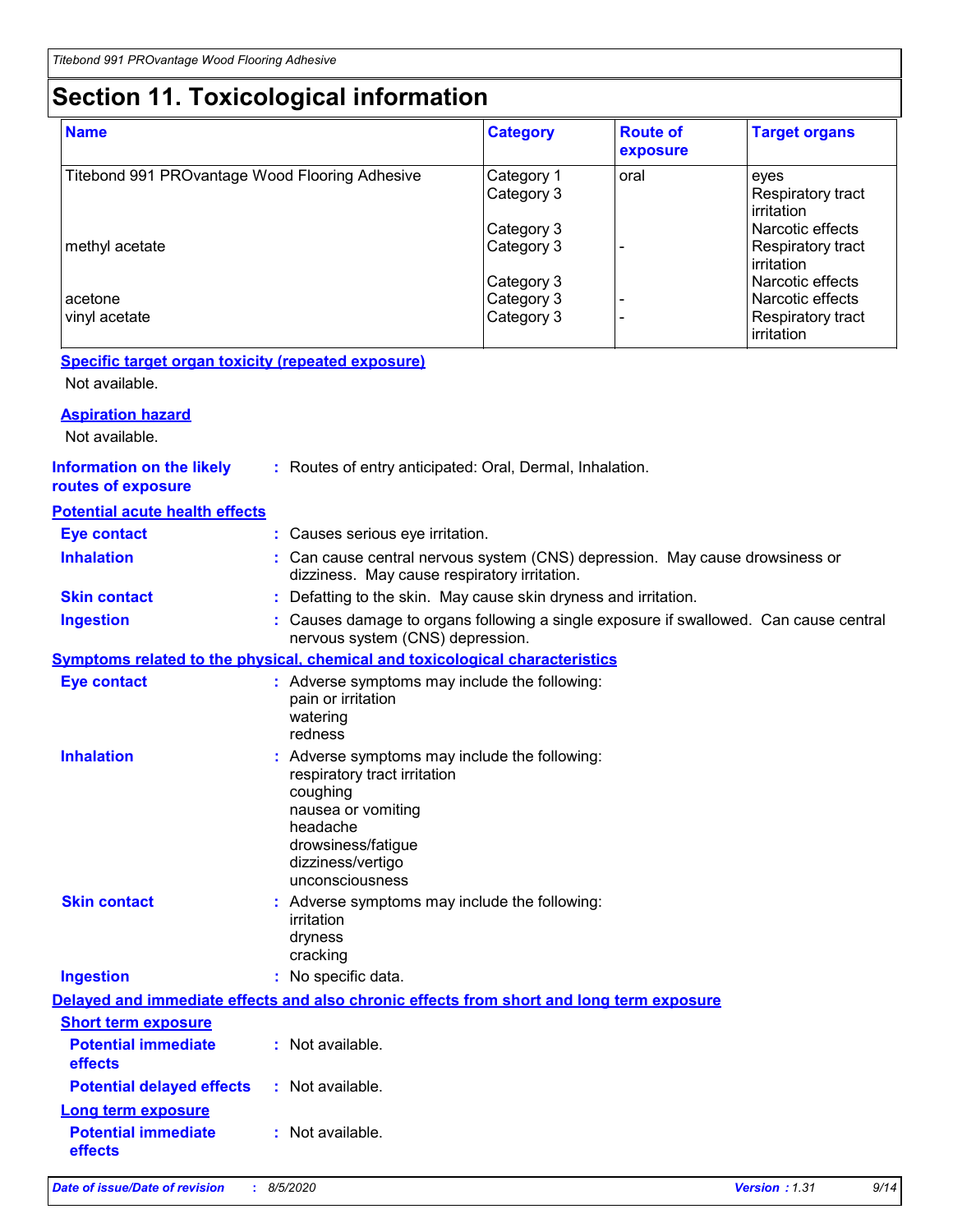# Section 11. Toxicological information

| Name | Category | Route of exposure | Target organs |
|---|---|---|---|
| Titebond 991 PROvantage Wood Flooring Adhesive | Category 1 | oral | eyes |
| | Category 3 | | Respiratory tract irritation |
| | Category 3 | | Narcotic effects |
| methyl acetate | Category 3 | - | Respiratory tract irritation |
| | Category 3 | | Narcotic effects |
| acetone | Category 3 | - | Narcotic effects |
| vinyl acetate | Category 3 | - | Respiratory tract irritation |

**Specific target organ toxicity (repeated exposure)**

Not available.

**Aspiration hazard**

Not available.

**Information on the likely routes of exposure** : Routes of entry anticipated: Oral, Dermal, Inhalation.

**Potential acute health effects**

**Eye contact** : Causes serious eye irritation.

**Inhalation** : Can cause central nervous system (CNS) depression. May cause drowsiness or dizziness. May cause respiratory irritation.

**Skin contact** : Defatting to the skin. May cause skin dryness and irritation.

**Ingestion** : Causes damage to organs following a single exposure if swallowed. Can cause central nervous system (CNS) depression.

**Symptoms related to the physical, chemical and toxicological characteristics**

**Eye contact** : Adverse symptoms may include the following:
pain or irritation
watering
redness

**Inhalation** : Adverse symptoms may include the following:
respiratory tract irritation
coughing
nausea or vomiting
headache
drowsiness/fatigue
dizziness/vertigo
unconsciousness

**Skin contact** : Adverse symptoms may include the following:
irritation
dryness
cracking

**Ingestion** : No specific data.

**Delayed and immediate effects and also chronic effects from short and long term exposure**

**Short term exposure**

**Potential immediate effects** : Not available.

**Potential delayed effects** : Not available.

**Long term exposure**

**Potential immediate effects** : Not available.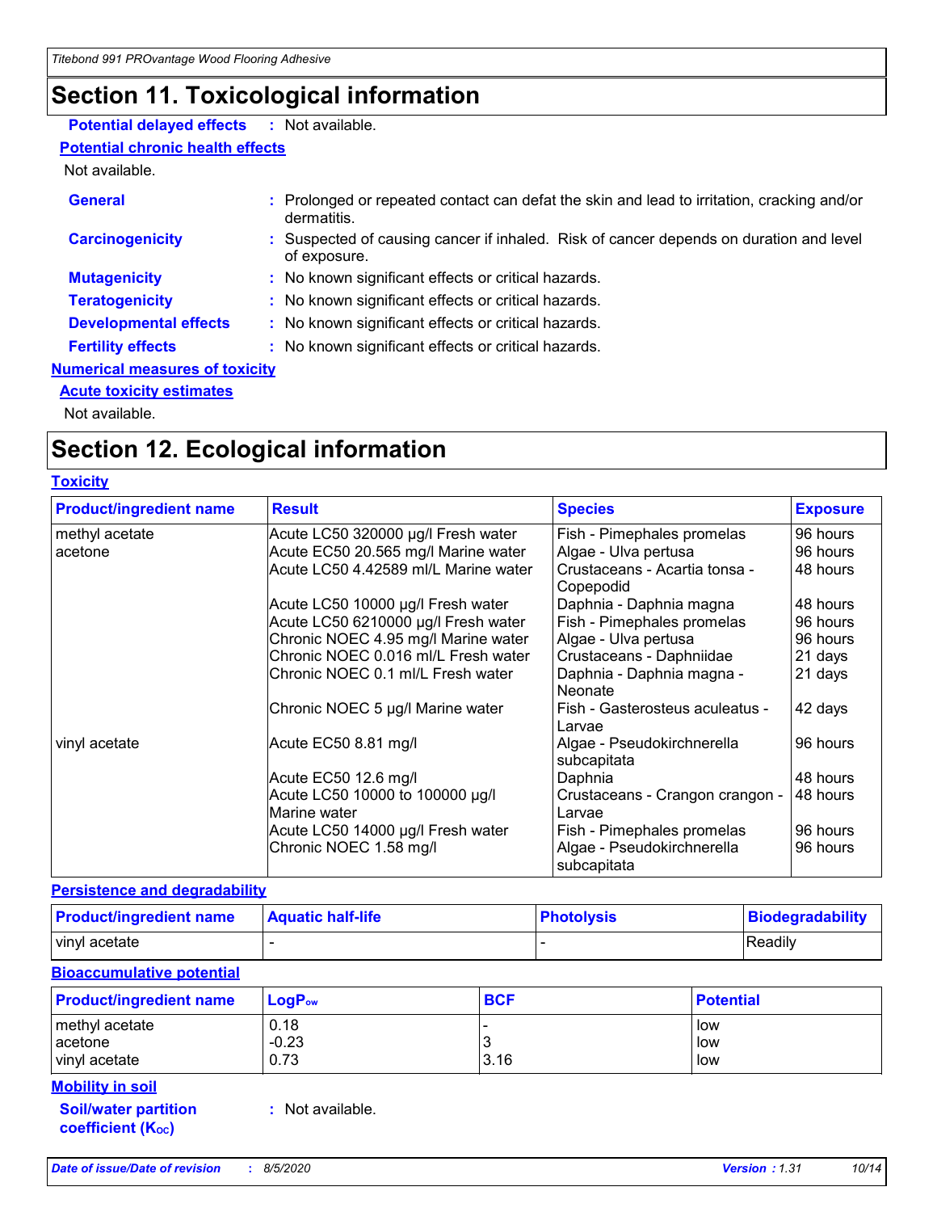# Section 11. Toxicological information

**Potential delayed effects** : Not available.

**Potential chronic health effects**

Not available.

**General** : Prolonged or repeated contact can defat the skin and lead to irritation, cracking and/or dermatitis.

**Carcinogenicity** : Suspected of causing cancer if inhaled. Risk of cancer depends on duration and level of exposure.

**Mutagenicity** : No known significant effects or critical hazards.

**Teratogenicity** : No known significant effects or critical hazards.

**Developmental effects** : No known significant effects or critical hazards.

**Fertility effects** : No known significant effects or critical hazards.

**Numerical measures of toxicity**

**Acute toxicity estimates**

Not available.

# Section 12. Ecological information

**Toxicity**

| Product/ingredient name | Result | Species | Exposure |
|---|---|---|---|
| methyl acetate | Acute LC50 320000 µg/l Fresh water | Fish - Pimephales promelas | 96 hours |
| acetone | Acute EC50 20.565 mg/l Marine water | Algae - Ulva pertusa | 96 hours |
| | Acute LC50 4.42589 ml/L Marine water | Crustaceans - Acartia tonsa - Copepodid | 48 hours |
| | Acute LC50 10000 µg/l Fresh water | Daphnia - Daphnia magna | 48 hours |
| | Acute LC50 6210000 µg/l Fresh water | Fish - Pimephales promelas | 96 hours |
| | Chronic NOEC 4.95 mg/l Marine water | Algae - Ulva pertusa | 96 hours |
| | Chronic NOEC 0.016 ml/L Fresh water | Crustaceans - Daphniidae | 21 days |
| | Chronic NOEC 0.1 ml/L Fresh water | Daphnia - Daphnia magna - Neonate | 21 days |
| | Chronic NOEC 5 µg/l Marine water | Fish - Gasterosteus aculeatus - Larvae | 42 days |
| vinyl acetate | Acute EC50 8.81 mg/l | Algae - Pseudokirchnerella subcapitata | 96 hours |
| | Acute EC50 12.6 mg/l | Daphnia | 48 hours |
| | Acute LC50 10000 to 100000 µg/l Marine water | Crustaceans - Crangon crangon - Larvae | 48 hours |
| | Acute LC50 14000 µg/l Fresh water | Fish - Pimephales promelas | 96 hours |
| | Chronic NOEC 1.58 mg/l | Algae - Pseudokirchnerella subcapitata | 96 hours |

**Persistence and degradability**

| Product/ingredient name | Aquatic half-life | Photolysis | Biodegradability |
|---|---|---|---|
| vinyl acetate | - | - | Readily |

**Bioaccumulative potential**

| Product/ingredient name | $LogP_{ow}$ | BCF | Potential |
|---|---|---|---|
| methyl acetate | 0.18 | - | low |
| acetone | -0.23 | 3 | low |
| vinyl acetate | 0.73 | 3.16 | low |

**Mobility in soil**

**Soil/water partition coefficient ($K_{OC}$)** : Not available.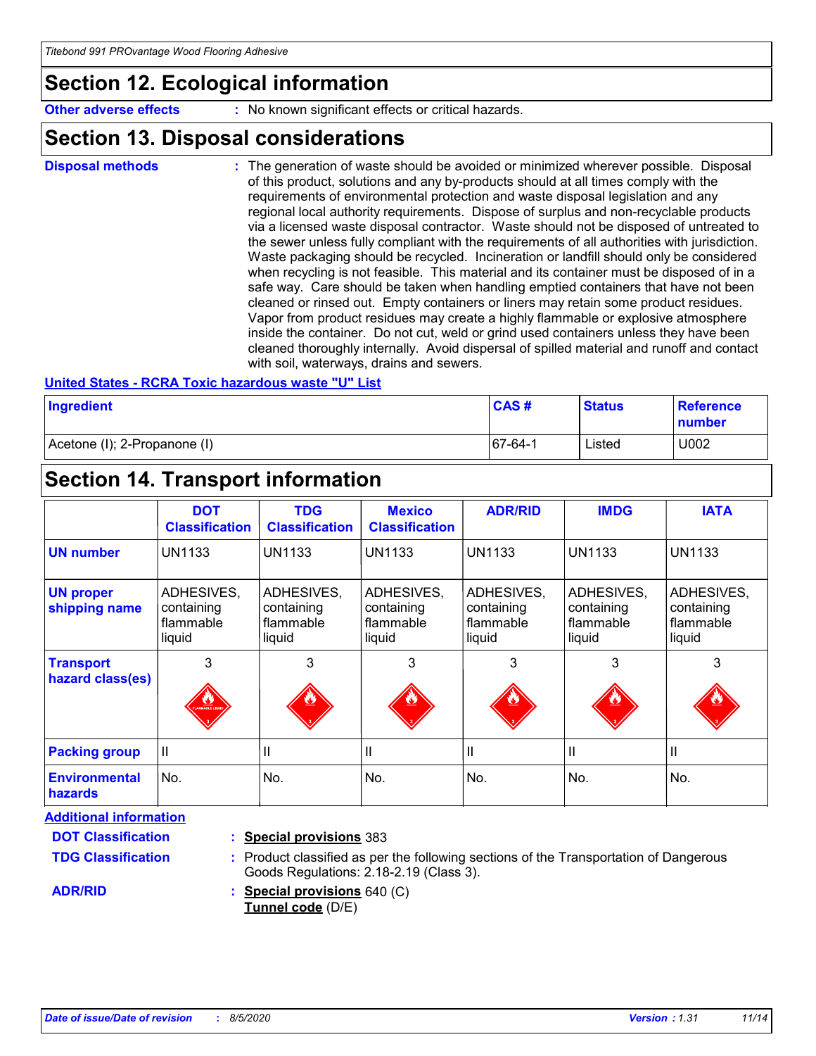## Section 12. Ecological information

**Other adverse effects** : No known significant effects or critical hazards.

## Section 13. Disposal considerations

**Disposal methods** : The generation of waste should be avoided or minimized wherever possible. Disposal of this product, solutions and any by-products should at all times comply with the requirements of environmental protection and waste disposal legislation and any regional local authority requirements. Dispose of surplus and non-recyclable products via a licensed waste disposal contractor. Waste should not be disposed of untreated to the sewer unless fully compliant with the requirements of all authorities with jurisdiction. Waste packaging should be recycled. Incineration or landfill should only be considered when recycling is not feasible. This material and its container must be disposed of in a safe way. Care should be taken when handling emptied containers that have not been cleaned or rinsed out. Empty containers or liners may retain some product residues. Vapor from product residues may create a highly flammable or explosive atmosphere inside the container. Do not cut, weld or grind used containers unless they have been cleaned thoroughly internally. Avoid dispersal of spilled material and runoff and contact with soil, waterways, drains and sewers.

**United States - RCRA Toxic hazardous waste "U" List**

| Ingredient | CAS # | Status | Reference number |
|---|---|---|---|
| Acetone (I); 2-Propanone (I) | 67-64-1 | Listed | U002 |

## Section 14. Transport information

| | DOT Classification | TDG Classification | Mexico Classification | ADR/RID | IMDG | IATA |
|---|---|---|---|---|---|---|
| **UN number** | UN1133 | UN1133 | UN1133 | UN1133 | UN1133 | UN1133 |
| **UN proper shipping name** | ADHESIVES, containing flammable liquid | ADHESIVES, containing flammable liquid | ADHESIVES, containing flammable liquid | ADHESIVES, containing flammable liquid | ADHESIVES, containing flammable liquid | ADHESIVES, containing flammable liquid |
| **Transport hazard class(es)** | 3 | 3 | 3 | 3 | 3 | 3 |
| **Packing group** | II | II | II | II | II | II |
| **Environmental hazards** | No. | No. | No. | No. | No. | No. |

**Additional information**

**DOT Classification** : **Special provisions** 383

**TDG Classification** : Product classified as per the following sections of the Transportation of Dangerous Goods Regulations: 2.18-2.19 (Class 3).

**ADR/RID** : **Special provisions** 640 (C)
**Tunnel code** (D/E)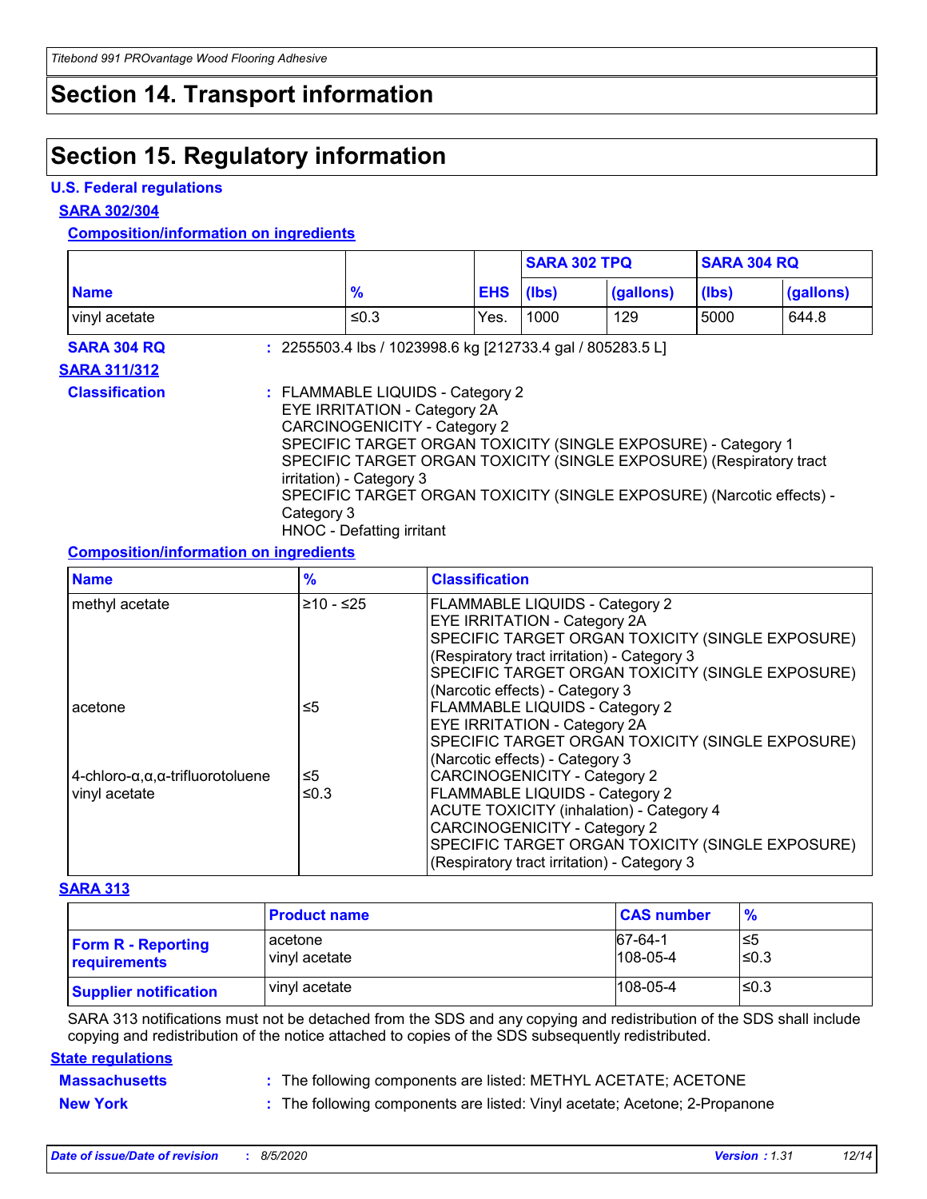## Section 14. Transport information

## Section 15. Regulatory information

### U.S. Federal regulations

**SARA 302/304**

**Composition/information on ingredients**

| | | | SARA 302 TPQ | | SARA 304 RQ | |
|---|---|---|---|---|---|---|
| **Name** | **%** | **EHS** | **(lbs)** | **(gallons)** | **(lbs)** | **(gallons)** |
| vinyl acetate | ≤0.3 | Yes. | 1000 | 129 | 5000 | 644.8 |

**SARA 304 RQ** : 2255503.4 lbs / 1023998.6 kg [212733.4 gal / 805283.5 L]

**SARA 311/312**

**Classification** : FLAMMABLE LIQUIDS - Category 2
EYE IRRITATION - Category 2A
CARCINOGENICITY - Category 2
SPECIFIC TARGET ORGAN TOXICITY (SINGLE EXPOSURE) - Category 1
SPECIFIC TARGET ORGAN TOXICITY (SINGLE EXPOSURE) (Respiratory tract irritation) - Category 3
SPECIFIC TARGET ORGAN TOXICITY (SINGLE EXPOSURE) (Narcotic effects) - Category 3
HNOC - Defatting irritant

**Composition/information on ingredients**

| Name | % | Classification |
|---|---|---|
| methyl acetate | ≥10 - ≤25 | FLAMMABLE LIQUIDS - Category 2<br>EYE IRRITATION - Category 2A<br>SPECIFIC TARGET ORGAN TOXICITY (SINGLE EXPOSURE) (Respiratory tract irritation) - Category 3<br>SPECIFIC TARGET ORGAN TOXICITY (SINGLE EXPOSURE) (Narcotic effects) - Category 3 |
| acetone | ≤5 | FLAMMABLE LIQUIDS - Category 2<br>EYE IRRITATION - Category 2A<br>SPECIFIC TARGET ORGAN TOXICITY (SINGLE EXPOSURE) (Narcotic effects) - Category 3 |
| 4-chloro-α,α,α-trifluorotoluene | ≤5 | CARCINOGENICITY - Category 2 |
| vinyl acetate | ≤0.3 | FLAMMABLE LIQUIDS - Category 2<br>ACUTE TOXICITY (inhalation) - Category 4<br>CARCINOGENICITY - Category 2<br>SPECIFIC TARGET ORGAN TOXICITY (SINGLE EXPOSURE) (Respiratory tract irritation) - Category 3 |

**SARA 313**

| | Product name | CAS number | % |
|---|---|---|---|
| **Form R - Reporting requirements** | acetone<br>vinyl acetate | 67-64-1<br>108-05-4 | ≤5<br>≤0.3 |
| **Supplier notification** | vinyl acetate | 108-05-4 | ≤0.3 |

SARA 313 notifications must not be detached from the SDS and any copying and redistribution of the SDS shall include copying and redistribution of the notice attached to copies of the SDS subsequently redistributed.

**State regulations**

**Massachusetts** : The following components are listed: METHYL ACETATE; ACETONE

**New York** : The following components are listed: Vinyl acetate; Acetone; 2-Propanone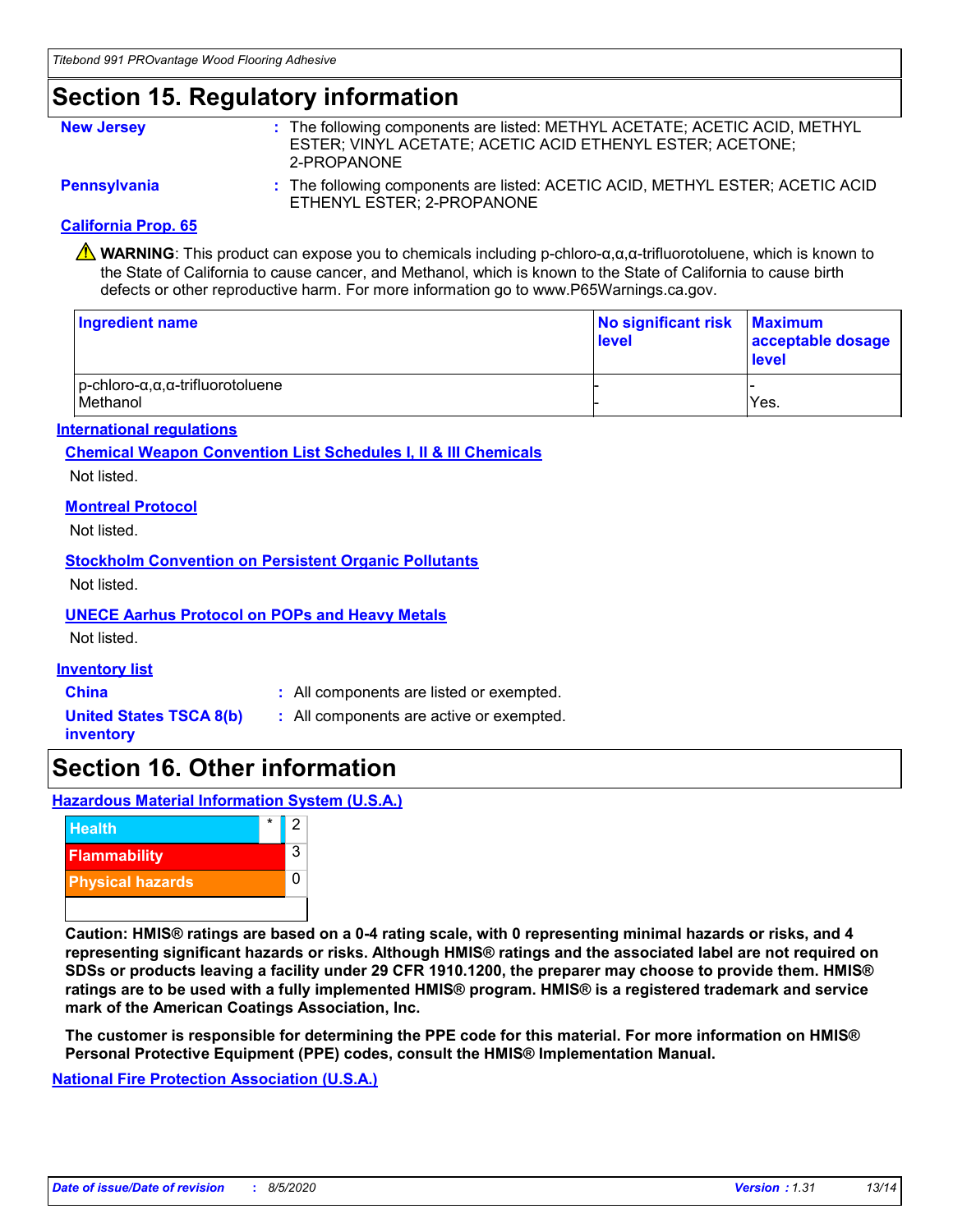## Section 15. Regulatory information

**New Jersey** : The following components are listed: METHYL ACETATE; ACETIC ACID, METHYL ESTER; VINYL ACETATE; ACETIC ACID ETHENYL ESTER; ACETONE; 2-PROPANONE

**Pennsylvania** : The following components are listed: ACETIC ACID, METHYL ESTER; ACETIC ACID ETHENYL ESTER; 2-PROPANONE

### California Prop. 65

⚠ **WARNING**: This product can expose you to chemicals including p-chloro-α,α,α-trifluorotoluene, which is known to the State of California to cause cancer, and Methanol, which is known to the State of California to cause birth defects or other reproductive harm. For more information go to www.P65Warnings.ca.gov.

| Ingredient name | No significant risk level | Maximum acceptable dosage level |
|---|---|---|
| p-chloro-α,α,α-trifluorotoluene | - | - |
| Methanol | - | Yes. |

### International regulations

**Chemical Weapon Convention List Schedules I, II & III Chemicals**

Not listed.

**Montreal Protocol**

Not listed.

**Stockholm Convention on Persistent Organic Pollutants**

Not listed.

**UNECE Aarhus Protocol on POPs and Heavy Metals**

Not listed.

### Inventory list

**China** : All components are listed or exempted.

**United States TSCA 8(b) inventory** : All components are active or exempted.

## Section 16. Other information

### Hazardous Material Information System (U.S.A.)

| | | |
|---|---|---|
| Health | * | 2 |
| Flammability | | 3 |
| Physical hazards | | 0 |

**Caution: HMIS® ratings are based on a 0-4 rating scale, with 0 representing minimal hazards or risks, and 4 representing significant hazards or risks. Although HMIS® ratings and the associated label are not required on SDSs or products leaving a facility under 29 CFR 1910.1200, the preparer may choose to provide them. HMIS® ratings are to be used with a fully implemented HMIS® program. HMIS® is a registered trademark and service mark of the American Coatings Association, Inc.**

**The customer is responsible for determining the PPE code for this material. For more information on HMIS® Personal Protective Equipment (PPE) codes, consult the HMIS® Implementation Manual.**

### National Fire Protection Association (U.S.A.)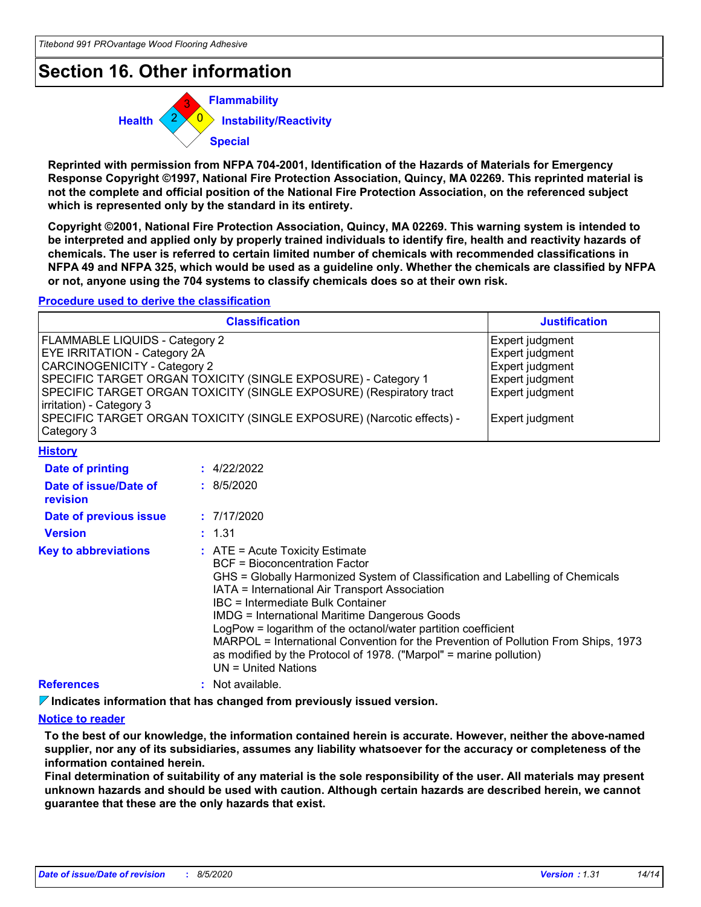# Section 16. Other information

Health 2
Flammability 3
Instability/Reactivity 0
Special

**Reprinted with permission from NFPA 704-2001, Identification of the Hazards of Materials for Emergency Response Copyright ©1997, National Fire Protection Association, Quincy, MA 02269. This reprinted material is not the complete and official position of the National Fire Protection Association, on the referenced subject which is represented only by the standard in its entirety.**

**Copyright ©2001, National Fire Protection Association, Quincy, MA 02269. This warning system is intended to be interpreted and applied only by properly trained individuals to identify fire, health and reactivity hazards of chemicals. The user is referred to certain limited number of chemicals with recommended classifications in NFPA 49 and NFPA 325, which would be used as a guideline only. Whether the chemicals are classified by NFPA or not, anyone using the 704 systems to classify chemicals does so at their own risk.**

**Procedure used to derive the classification**

| Classification | Justification |
|---|---|
| FLAMMABLE LIQUIDS - Category 2 | Expert judgment |
| EYE IRRITATION - Category 2A | Expert judgment |
| CARCINOGENICITY - Category 2 | Expert judgment |
| SPECIFIC TARGET ORGAN TOXICITY (SINGLE EXPOSURE) - Category 1 | Expert judgment |
| SPECIFIC TARGET ORGAN TOXICITY (SINGLE EXPOSURE) (Respiratory tract irritation) - Category 3 | Expert judgment |
| SPECIFIC TARGET ORGAN TOXICITY (SINGLE EXPOSURE) (Narcotic effects) - Category 3 | Expert judgment |

**History**

**Date of printing** : 4/22/2022

**Date of issue/Date of revision** : 8/5/2020

**Date of previous issue** : 7/17/2020

**Version** : 1.31

**Key to abbreviations** : ATE = Acute Toxicity Estimate
BCF = Bioconcentration Factor
GHS = Globally Harmonized System of Classification and Labelling of Chemicals
IATA = International Air Transport Association
IBC = Intermediate Bulk Container
IMDG = International Maritime Dangerous Goods
LogPow = logarithm of the octanol/water partition coefficient
MARPOL = International Convention for the Prevention of Pollution From Ships, 1973 as modified by the Protocol of 1978. ("Marpol" = marine pollution)
UN = United Nations

**References** : Not available.

**Indicates information that has changed from previously issued version.**

**Notice to reader**

**To the best of our knowledge, the information contained herein is accurate. However, neither the above-named supplier, nor any of its subsidiaries, assumes any liability whatsoever for the accuracy or completeness of the information contained herein.**
**Final determination of suitability of any material is the sole responsibility of the user. All materials may present unknown hazards and should be used with caution. Although certain hazards are described herein, we cannot guarantee that these are the only hazards that exist.**